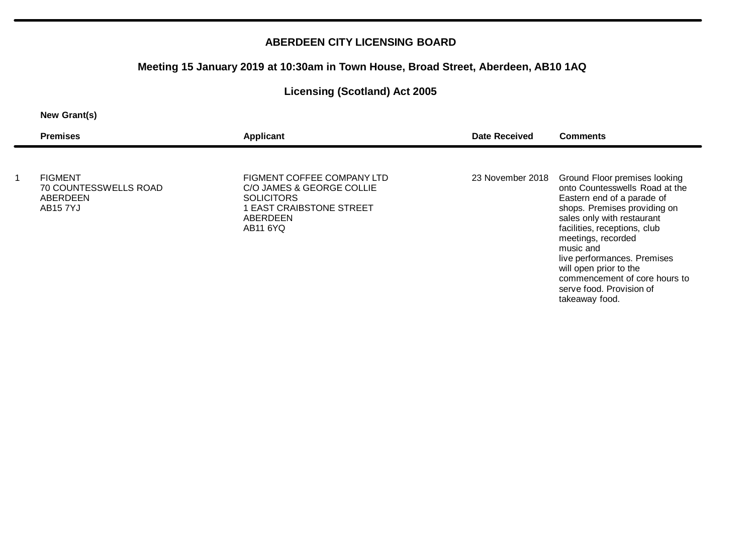# ABERDEEN CITY LICENSING BOARD

## Meeting 15 January 2019 at 10:30am in Town House, Broad Street, Aberdeen, AB10 1AQ

## Licensing (Scotland) Act 2005

**New Grant(s)**

| | Premises | Applicant | Date Received | Comments |
|---|---|---|---|---|
| 1 | FIGMENT<br>70 COUNTESSWELLS ROAD<br>ABERDEEN<br>AB15 7YJ | FIGMENT COFFEE COMPANY LTD<br>C/O JAMES & GEORGE COLLIE SOLICITORS<br>1 EAST CRAIBSTONE STREET<br>ABERDEEN<br>AB11 6YQ | 23 November 2018 | Ground Floor premises looking onto Countesswells Road at the Eastern end of a parade of shops. Premises providing on sales only with restaurant facilities, receptions, club meetings, recorded music and live performances. Premises will open prior to the commencement of core hours to serve food. Provision of takeaway food. |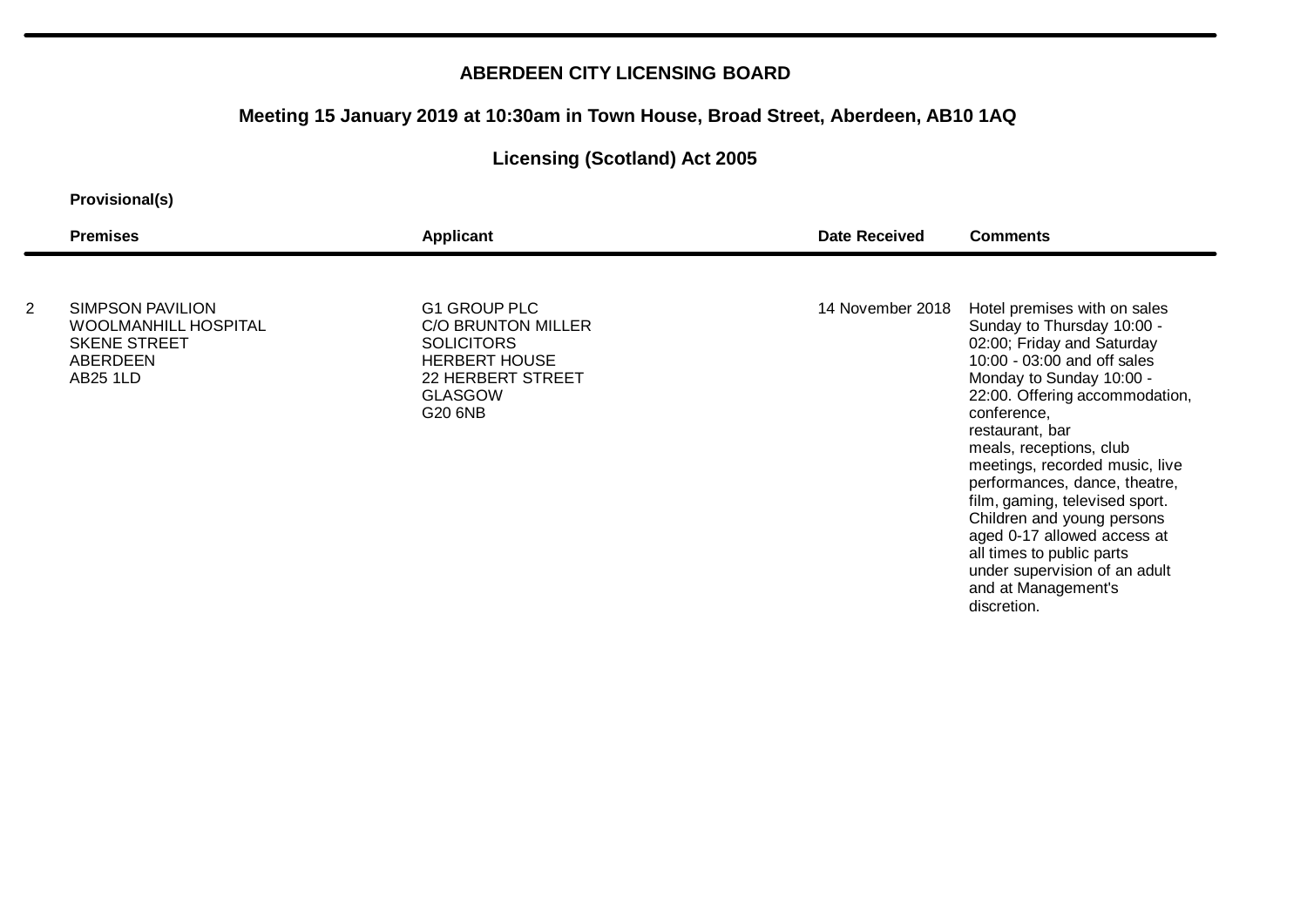**ABERDEEN CITY LICENSING BOARD**

**Meeting 15 January 2019 at 10:30am in Town House, Broad Street, Aberdeen, AB10 1AQ**

**Licensing (Scotland) Act 2005**

**Provisional(s)**

| | Premises | Applicant | Date Received | Comments |
|---|---|---|---|---|
| 2 | SIMPSON PAVILION<br>WOOLMANHILL HOSPITAL<br>SKENE STREET<br>ABERDEEN<br>AB25 1LD | G1 GROUP PLC<br>C/O BRUNTON MILLER<br>SOLICITORS<br>HERBERT HOUSE<br>22 HERBERT STREET<br>GLASGOW<br>G20 6NB | 14 November 2018 | Hotel premises with on sales Sunday to Thursday 10:00 - 02:00; Friday and Saturday 10:00 - 03:00 and off sales Monday to Sunday 10:00 - 22:00. Offering accommodation, conference, restaurant, bar meals, receptions, club meetings, recorded music, live performances, dance, theatre, film, gaming, televised sport. Children and young persons aged 0-17 allowed access at all times to public parts under supervision of an adult and at Management's discretion. |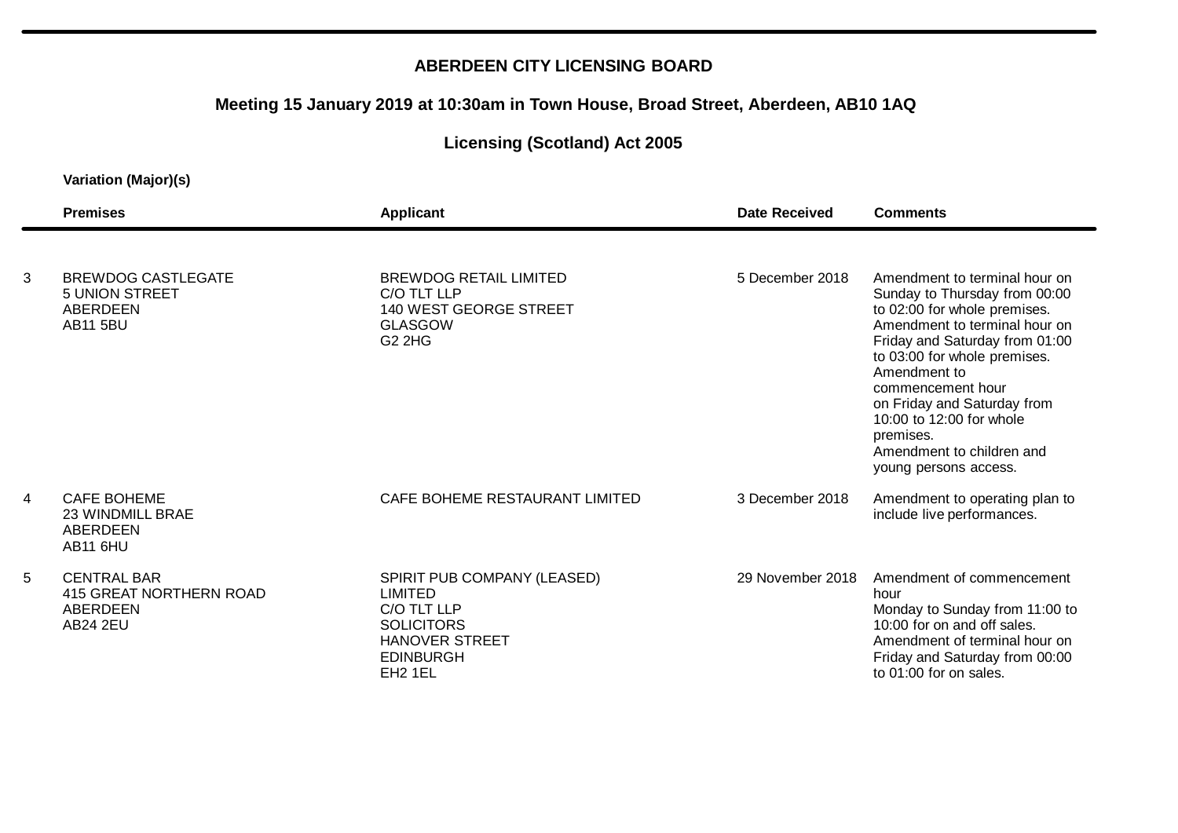**ABERDEEN CITY LICENSING BOARD**

**Meeting 15 January 2019 at 10:30am in Town House, Broad Street, Aberdeen, AB10 1AQ**

**Licensing (Scotland) Act 2005**

**Variation (Major)(s)**

| | **Premises** | **Applicant** | **Date Received** | **Comments** |
|---|---|---|---|---|
| 3 | BREWDOG CASTLEGATE<br>5 UNION STREET<br>ABERDEEN<br>AB11 5BU | BREWDOG RETAIL LIMITED<br>C/O TLT LLP<br>140 WEST GEORGE STREET<br>GLASGOW<br>G2 2HG | 5 December 2018 | Amendment to terminal hour on Sunday to Thursday from 00:00 to 02:00 for whole premises.<br>Amendment to terminal hour on Friday and Saturday from 01:00 to 03:00 for whole premises.<br>Amendment to commencement hour on Friday and Saturday from 10:00 to 12:00 for whole premises.<br>Amendment to children and young persons access. |
| 4 | CAFE BOHEME<br>23 WINDMILL BRAE<br>ABERDEEN<br>AB11 6HU | CAFE BOHEME RESTAURANT LIMITED | 3 December 2018 | Amendment to operating plan to include live performances. |
| 5 | CENTRAL BAR<br>415 GREAT NORTHERN ROAD<br>ABERDEEN<br>AB24 2EU | SPIRIT PUB COMPANY (LEASED) LIMITED<br>C/O TLT LLP<br>SOLICITORS<br>HANOVER STREET<br>EDINBURGH<br>EH2 1EL | 29 November 2018 | Amendment of commencement hour<br>Monday to Sunday from 11:00 to 10:00 for on and off sales.<br>Amendment of terminal hour on Friday and Saturday from 00:00 to 01:00 for on sales. |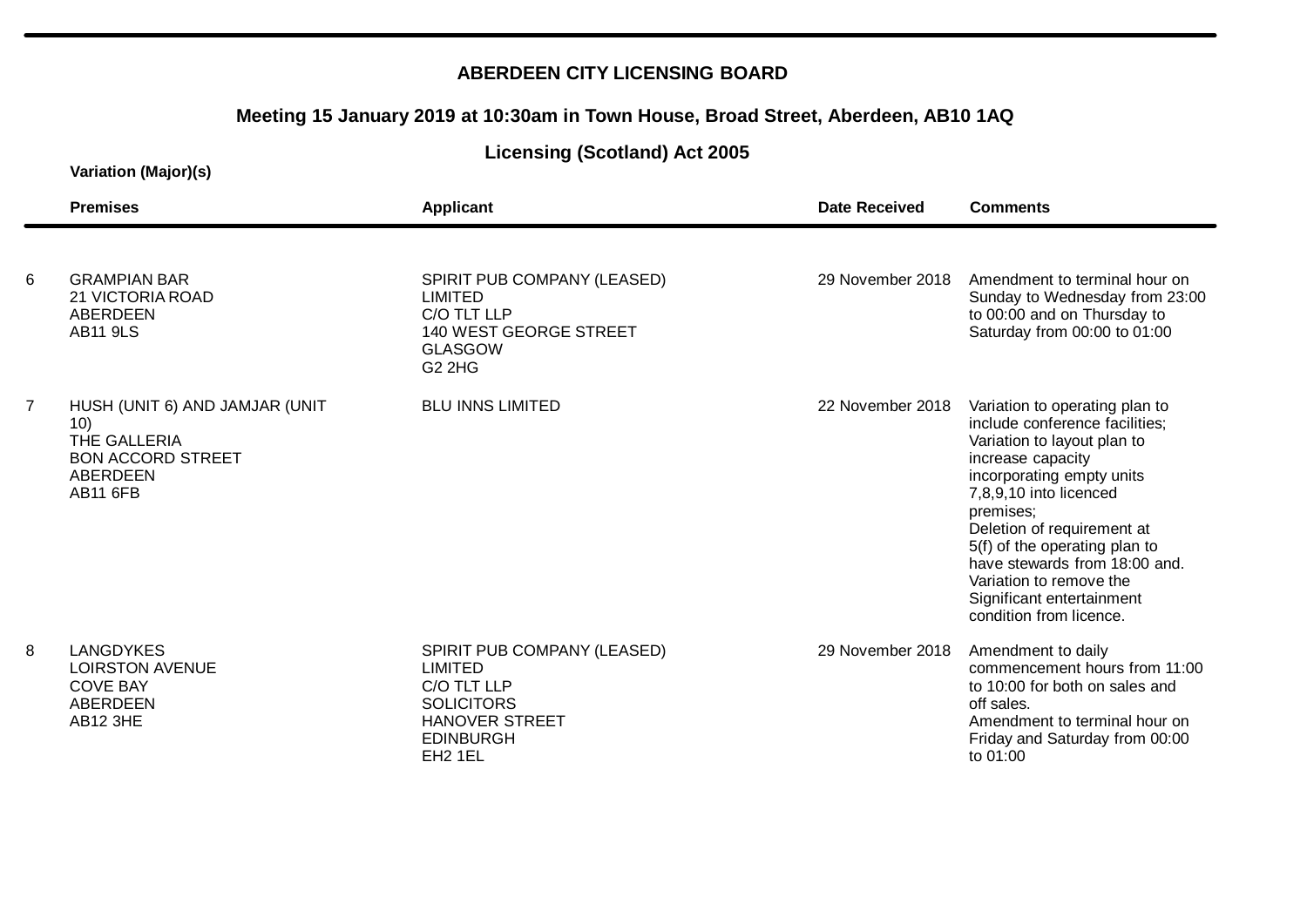**ABERDEEN CITY LICENSING BOARD**

**Meeting 15 January 2019 at 10:30am in Town House, Broad Street, Aberdeen, AB10 1AQ**

**Licensing (Scotland) Act 2005**

**Variation (Major)(s)**

| | **Premises** | **Applicant** | **Date Received** | **Comments** |
|---|---|---|---|---|
| 6 | GRAMPIAN BAR<br>21 VICTORIA ROAD<br>ABERDEEN<br>AB11 9LS | SPIRIT PUB COMPANY (LEASED) LIMITED<br>C/O TLT LLP<br>140 WEST GEORGE STREET<br>GLASGOW<br>G2 2HG | 29 November 2018 | Amendment to terminal hour on Sunday to Wednesday from 23:00 to 00:00 and on Thursday to Saturday from 00:00 to 01:00 |
| 7 | HUSH (UNIT 6) AND JAMJAR (UNIT 10)<br>THE GALLERIA<br>BON ACCORD STREET<br>ABERDEEN<br>AB11 6FB | BLU INNS LIMITED | 22 November 2018 | Variation to operating plan to include conference facilities;<br>Variation to layout plan to increase capacity incorporating empty units 7,8,9,10 into licenced premises;<br>Deletion of requirement at 5(f) of the operating plan to have stewards from 18:00 and.<br>Variation to remove the Significant entertainment condition from licence. |
| 8 | LANGDYKES<br>LOIRSTON AVENUE<br>COVE BAY<br>ABERDEEN<br>AB12 3HE | SPIRIT PUB COMPANY (LEASED) LIMITED<br>C/O TLT LLP<br>SOLICITORS<br>HANOVER STREET<br>EDINBURGH<br>EH2 1EL | 29 November 2018 | Amendment to daily commencement hours from 11:00 to 10:00 for both on sales and off sales.<br>Amendment to terminal hour on Friday and Saturday from 00:00 to 01:00 |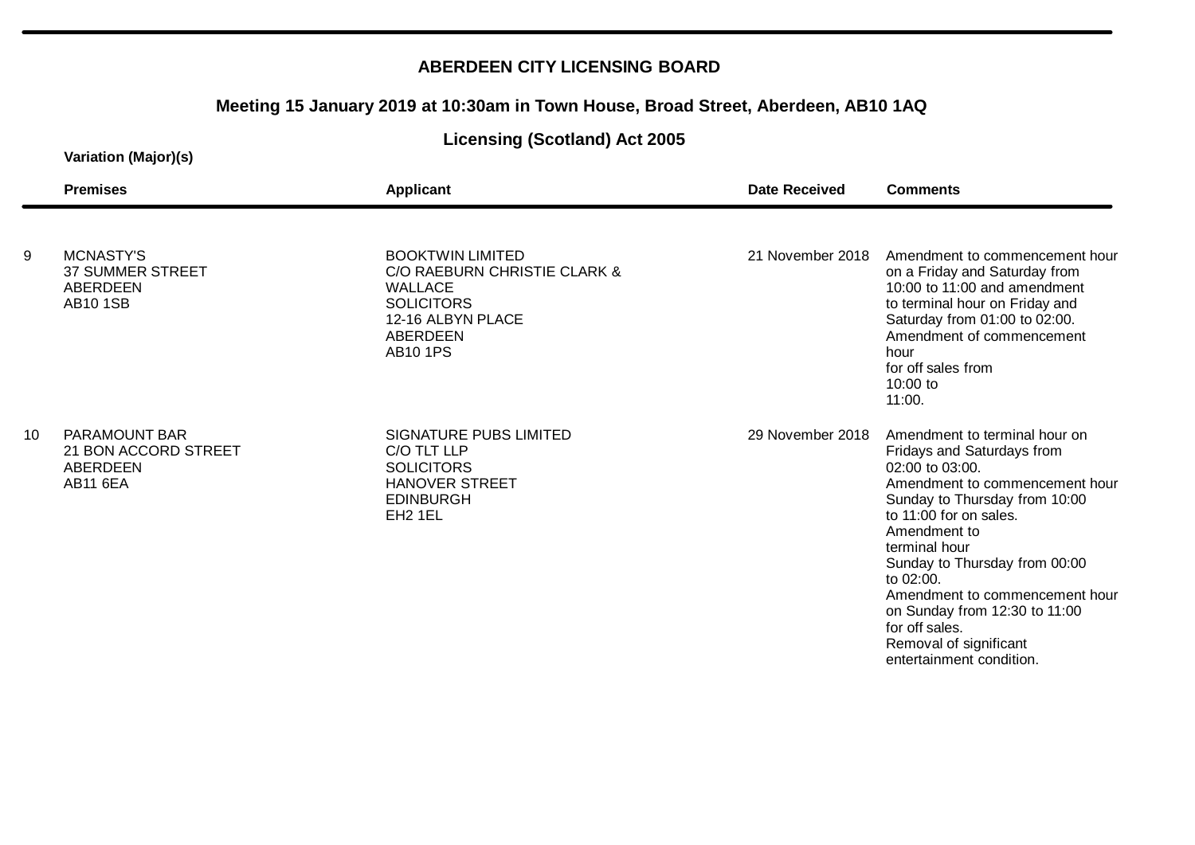**ABERDEEN CITY LICENSING BOARD**

**Meeting 15 January 2019 at 10:30am in Town House, Broad Street, Aberdeen, AB10 1AQ**

**Licensing (Scotland) Act 2005**

**Variation (Major)(s)**

| | **Premises** | **Applicant** | **Date Received** | **Comments** |
|---|---|---|---|---|
| 9 | MCNASTY'S<br>37 SUMMER STREET<br>ABERDEEN<br>AB10 1SB | BOOKTWIN LIMITED<br>C/O RAEBURN CHRISTIE CLARK & WALLACE<br>SOLICITORS<br>12-16 ALBYN PLACE<br>ABERDEEN<br>AB10 1PS | 21 November 2018 | Amendment to commencement hour on a Friday and Saturday from 10:00 to 11:00 and amendment to terminal hour on Friday and Saturday from 01:00 to 02:00.<br>Amendment of commencement hour for off sales from 10:00 to 11:00. |
| 10 | PARAMOUNT BAR<br>21 BON ACCORD STREET<br>ABERDEEN<br>AB11 6EA | SIGNATURE PUBS LIMITED<br>C/O TLT LLP<br>SOLICITORS<br>HANOVER STREET<br>EDINBURGH<br>EH2 1EL | 29 November 2018 | Amendment to terminal hour on Fridays and Saturdays from 02:00 to 03:00.<br>Amendment to commencement hour Sunday to Thursday from 10:00 to 11:00 for on sales.<br>Amendment to terminal hour Sunday to Thursday from 00:00 to 02:00.<br>Amendment to commencement hour on Sunday from 12:30 to 11:00 for off sales.<br>Removal of significant entertainment condition. |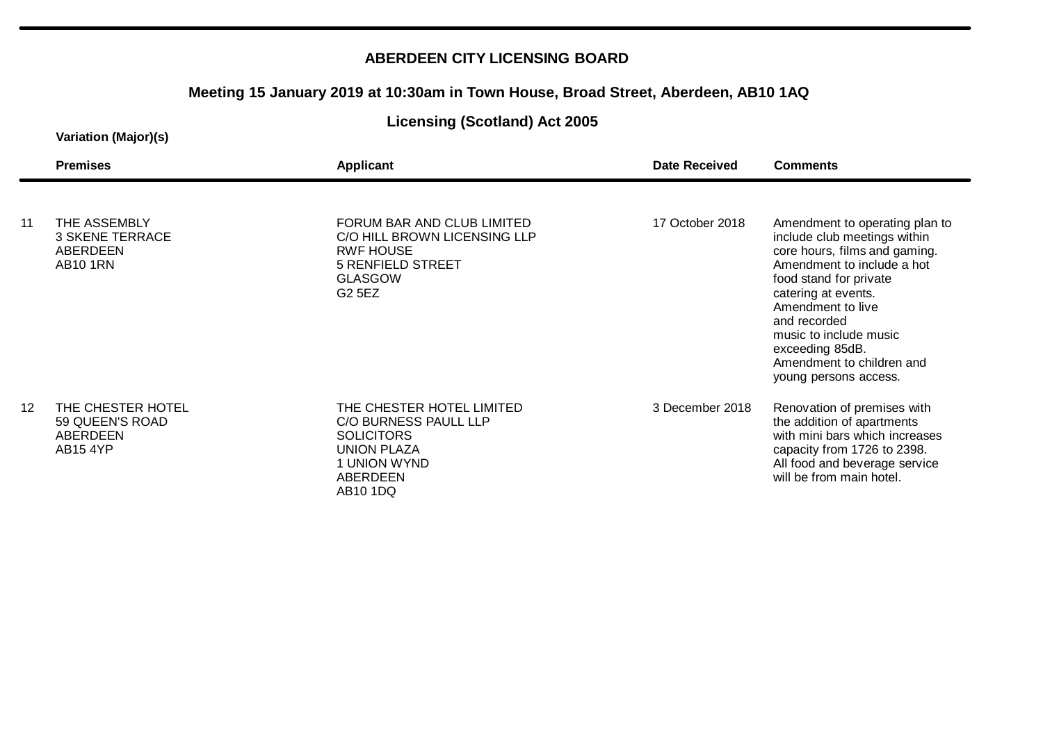**ABERDEEN CITY LICENSING BOARD**

**Meeting 15 January 2019 at 10:30am in Town House, Broad Street, Aberdeen, AB10 1AQ**

**Licensing (Scotland) Act 2005**

**Variation (Major)(s)**

| | Premises | Applicant | Date Received | Comments |
|---|---|---|---|---|
| 11 | THE ASSEMBLY<br>3 SKENE TERRACE<br>ABERDEEN<br>AB10 1RN | FORUM BAR AND CLUB LIMITED<br>C/O HILL BROWN LICENSING LLP<br>RWF HOUSE<br>5 RENFIELD STREET<br>GLASGOW<br>G2 5EZ | 17 October 2018 | Amendment to operating plan to include club meetings within core hours, films and gaming. Amendment to include a hot food stand for private catering at events. Amendment to live and recorded music to include music exceeding 85dB. Amendment to children and young persons access. |
| 12 | THE CHESTER HOTEL<br>59 QUEEN'S ROAD<br>ABERDEEN<br>AB15 4YP | THE CHESTER HOTEL LIMITED<br>C/O BURNESS PAULL LLP<br>SOLICITORS<br>UNION PLAZA<br>1 UNION WYND<br>ABERDEEN<br>AB10 1DQ | 3 December 2018 | Renovation of premises with the addition of apartments with mini bars which increases capacity from 1726 to 2398. All food and beverage service will be from main hotel. |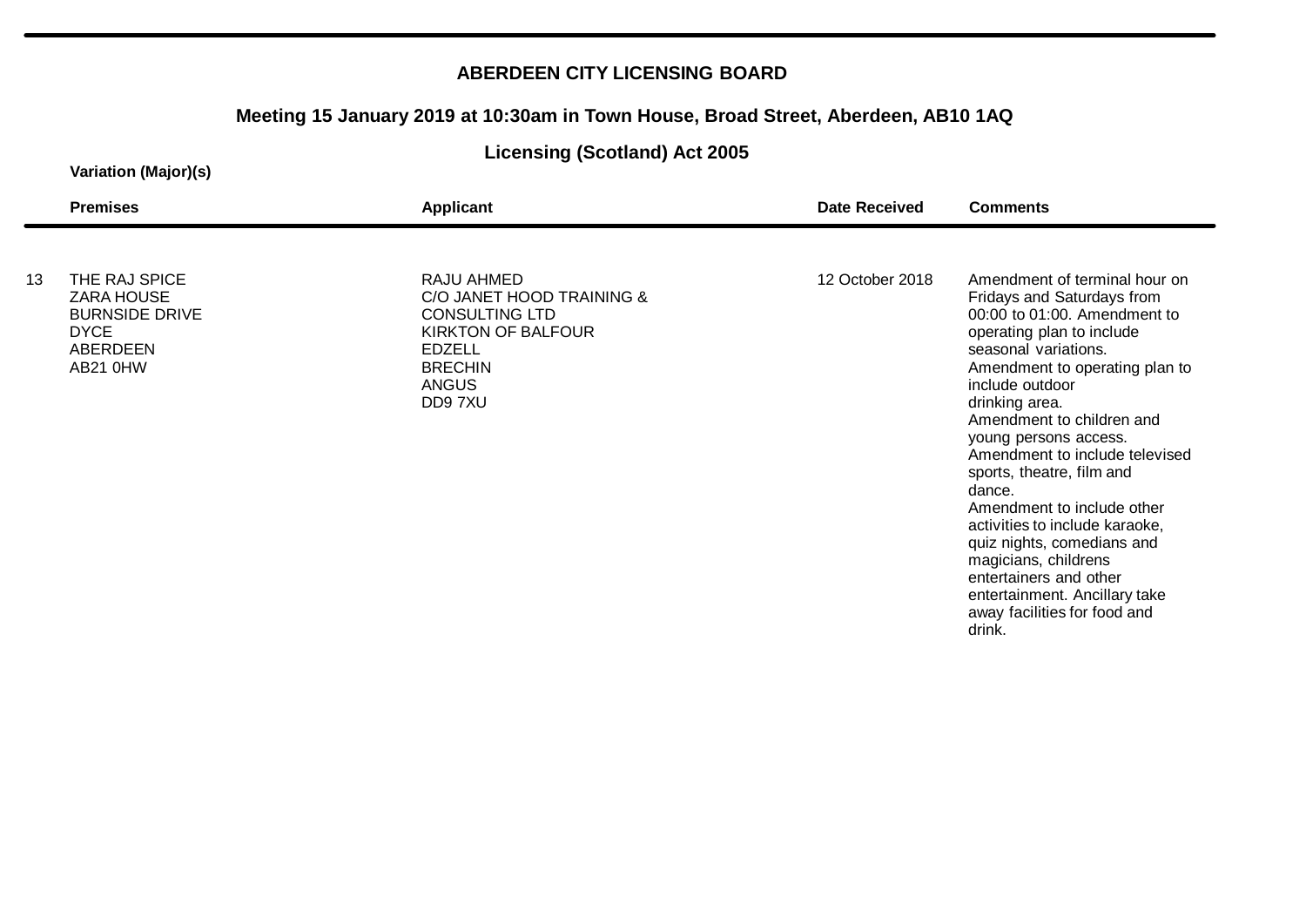**ABERDEEN CITY LICENSING BOARD**

**Meeting 15 January 2019 at 10:30am in Town House, Broad Street, Aberdeen, AB10 1AQ**

**Licensing (Scotland) Act 2005**

**Variation (Major)(s)**

| | Premises | Applicant | Date Received | Comments |
|---|---|---|---|---|
| 13 | THE RAJ SPICE<br>ZARA HOUSE<br>BURNSIDE DRIVE<br>DYCE<br>ABERDEEN<br>AB21 0HW | RAJU AHMED<br>C/O JANET HOOD TRAINING & CONSULTING LTD<br>KIRKTON OF BALFOUR<br>EDZELL<br>BRECHIN<br>ANGUS<br>DD9 7XU | 12 October 2018 | Amendment of terminal hour on Fridays and Saturdays from 00:00 to 01:00. Amendment to operating plan to include seasonal variations.<br>Amendment to operating plan to include outdoor drinking area.<br>Amendment to children and young persons access.<br>Amendment to include televised sports, theatre, film and dance.<br>Amendment to include other activities to include karaoke, quiz nights, comedians and magicians, childrens entertainers and other entertainment. Ancillary take away facilities for food and drink. |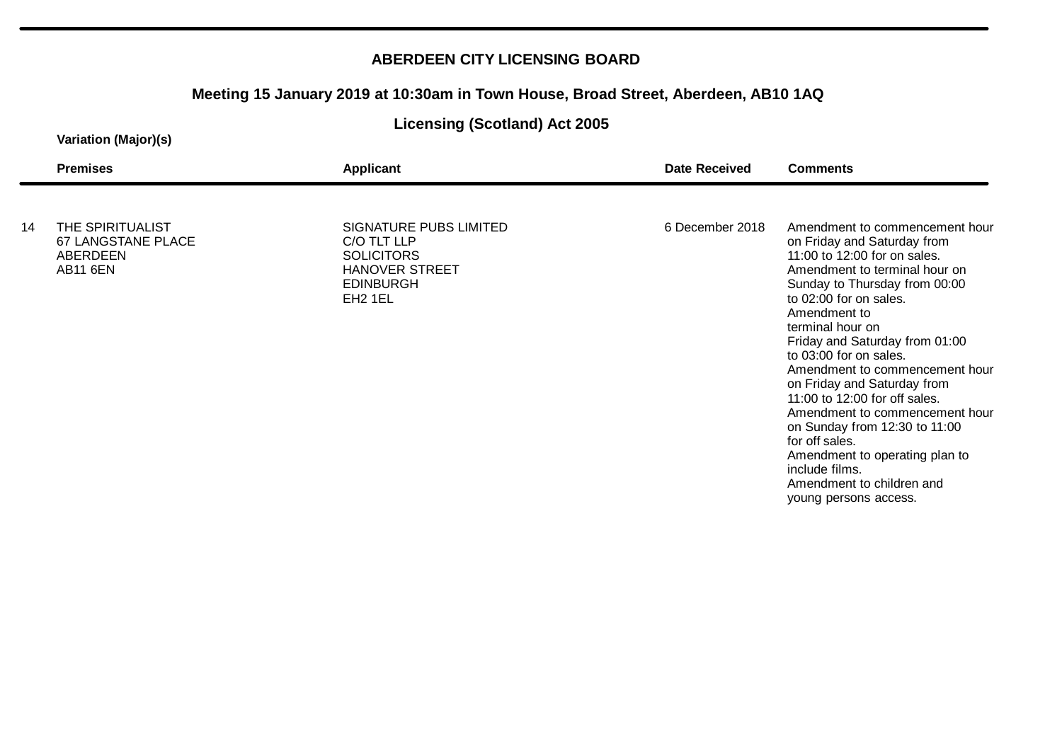**ABERDEEN CITY LICENSING BOARD**

**Meeting 15 January 2019 at 10:30am in Town House, Broad Street, Aberdeen, AB10 1AQ**

**Licensing (Scotland) Act 2005**

**Variation (Major)(s)**

| | **Premises** | **Applicant** | **Date Received** | **Comments** |
|---|---|---|---|---|
| 14 | THE SPIRITUALIST<br>67 LANGSTANE PLACE<br>ABERDEEN<br>AB11 6EN | SIGNATURE PUBS LIMITED<br>C/O TLT LLP<br>SOLICITORS<br>HANOVER STREET<br>EDINBURGH<br>EH2 1EL | 6 December 2018 | Amendment to commencement hour on Friday and Saturday from 11:00 to 12:00 for on sales.<br>Amendment to terminal hour on Sunday to Thursday from 00:00 to 02:00 for on sales.<br>Amendment to terminal hour on Friday and Saturday from 01:00 to 03:00 for on sales.<br>Amendment to commencement hour on Friday and Saturday from 11:00 to 12:00 for off sales.<br>Amendment to commencement hour on Sunday from 12:30 to 11:00 for off sales.<br>Amendment to operating plan to include films.<br>Amendment to children and young persons access. |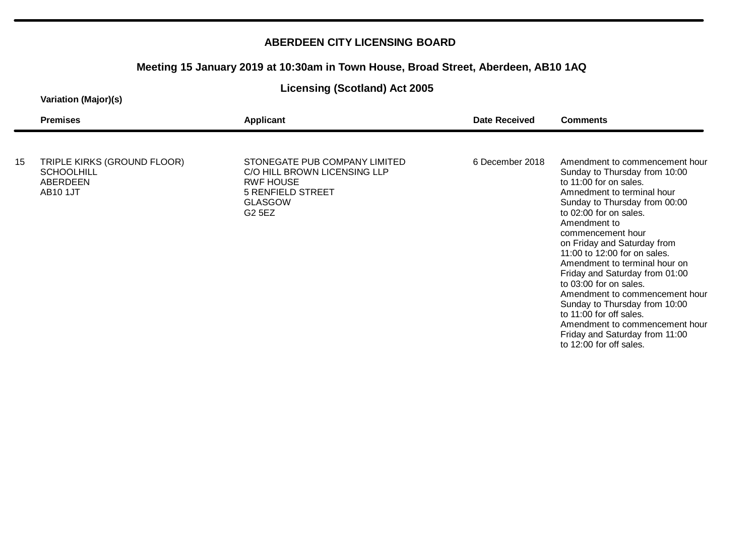## ABERDEEN CITY LICENSING BOARD

### Meeting 15 January 2019 at 10:30am in Town House, Broad Street, Aberdeen, AB10 1AQ

### Licensing (Scotland) Act 2005

**Variation (Major)(s)**

| | Premises | Applicant | Date Received | Comments |
|---|---|---|---|---|
| 15 | TRIPLE KIRKS (GROUND FLOOR)<br>SCHOOLHILL<br>ABERDEEN<br>AB10 1JT | STONEGATE PUB COMPANY LIMITED<br>C/O HILL BROWN LICENSING LLP<br>RWF HOUSE<br>5 RENFIELD STREET<br>GLASGOW<br>G2 5EZ | 6 December 2018 | Amendment to commencement hour Sunday to Thursday from 10:00 to 11:00 for on sales.<br>Amnedment to terminal hour Sunday to Thursday from 00:00 to 02:00 for on sales.<br>Amendment to commencement hour on Friday and Saturday from 11:00 to 12:00 for on sales.<br>Amendment to terminal hour on Friday and Saturday from 01:00 to 03:00 for on sales.<br>Amendment to commencement hour Sunday to Thursday from 10:00 to 11:00 for off sales.<br>Amendment to commencement hour Friday and Saturday from 11:00 to 12:00 for off sales. |